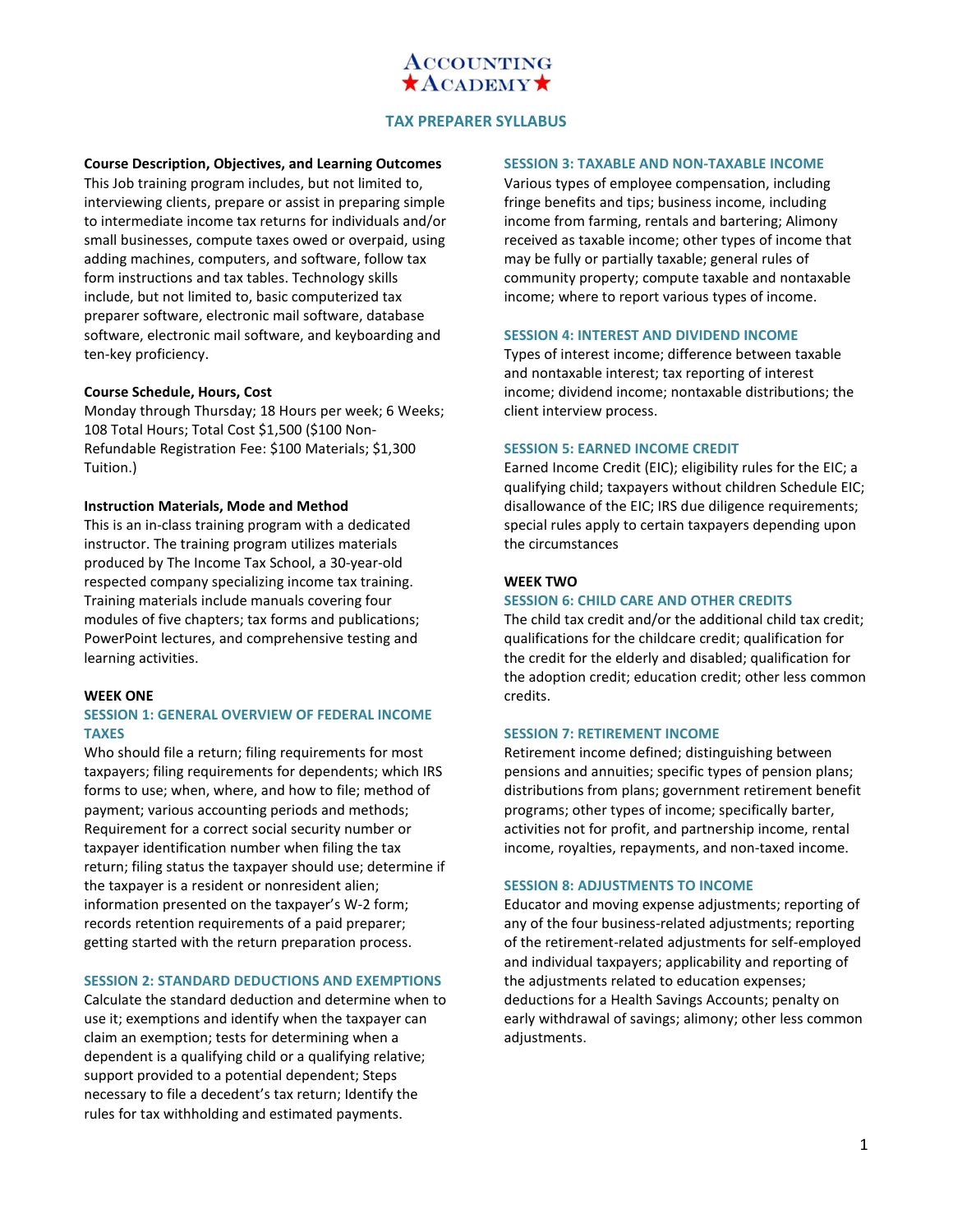# Accounting ★Academy★

## TAX PREPARER SYLLABUS

**Course Description, Objectives, and Learning Outcomes**

This Job training program includes, but not limited to, interviewing clients, prepare or assist in preparing simple to intermediate income tax returns for individuals and/or small businesses, compute taxes owed or overpaid, using adding machines, computers, and software, follow tax form instructions and tax tables. Technology skills include, but not limited to, basic computerized tax preparer software, electronic mail software, database software, electronic mail software, and keyboarding and ten-key proficiency.

**Course Schedule, Hours, Cost**

Monday through Thursday; 18 Hours per week; 6 Weeks; 108 Total Hours; Total Cost $1,500 ($100 Non-Refundable Registration Fee: $100 Materials; $1,300 Tuition.)

**Instruction Materials, Mode and Method**

This is an in-class training program with a dedicated instructor. The training program utilizes materials produced by The Income Tax School, a 30-year-old respected company specializing income tax training. Training materials include manuals covering four modules of five chapters; tax forms and publications; PowerPoint lectures, and comprehensive testing and learning activities.

### WEEK ONE

#### SESSION 1: GENERAL OVERVIEW OF FEDERAL INCOME TAXES

Who should file a return; filing requirements for most taxpayers; filing requirements for dependents; which IRS forms to use; when, where, and how to file; method of payment; various accounting periods and methods; Requirement for a correct social security number or taxpayer identification number when filing the tax return; filing status the taxpayer should use; determine if the taxpayer is a resident or nonresident alien; information presented on the taxpayer's W-2 form; records retention requirements of a paid preparer; getting started with the return preparation process.

#### SESSION 2: STANDARD DEDUCTIONS AND EXEMPTIONS

Calculate the standard deduction and determine when to use it; exemptions and identify when the taxpayer can claim an exemption; tests for determining when a dependent is a qualifying child or a qualifying relative; support provided to a potential dependent; Steps necessary to file a decedent's tax return; Identify the rules for tax withholding and estimated payments.

#### SESSION 3: TAXABLE AND NON-TAXABLE INCOME

Various types of employee compensation, including fringe benefits and tips; business income, including income from farming, rentals and bartering; Alimony received as taxable income; other types of income that may be fully or partially taxable; general rules of community property; compute taxable and nontaxable income; where to report various types of income.

#### SESSION 4: INTEREST AND DIVIDEND INCOME

Types of interest income; difference between taxable and nontaxable interest; tax reporting of interest income; dividend income; nontaxable distributions; the client interview process.

#### SESSION 5: EARNED INCOME CREDIT

Earned Income Credit (EIC); eligibility rules for the EIC; a qualifying child; taxpayers without children Schedule EIC; disallowance of the EIC; IRS due diligence requirements; special rules apply to certain taxpayers depending upon the circumstances

### WEEK TWO

#### SESSION 6: CHILD CARE AND OTHER CREDITS

The child tax credit and/or the additional child tax credit; qualifications for the childcare credit; qualification for the credit for the elderly and disabled; qualification for the adoption credit; education credit; other less common credits.

#### SESSION 7: RETIREMENT INCOME

Retirement income defined; distinguishing between pensions and annuities; specific types of pension plans; distributions from plans; government retirement benefit programs; other types of income; specifically barter, activities not for profit, and partnership income, rental income, royalties, repayments, and non-taxed income.

#### SESSION 8: ADJUSTMENTS TO INCOME

Educator and moving expense adjustments; reporting of any of the four business-related adjustments; reporting of the retirement-related adjustments for self-employed and individual taxpayers; applicability and reporting of the adjustments related to education expenses; deductions for a Health Savings Accounts; penalty on early withdrawal of savings; alimony; other less common adjustments.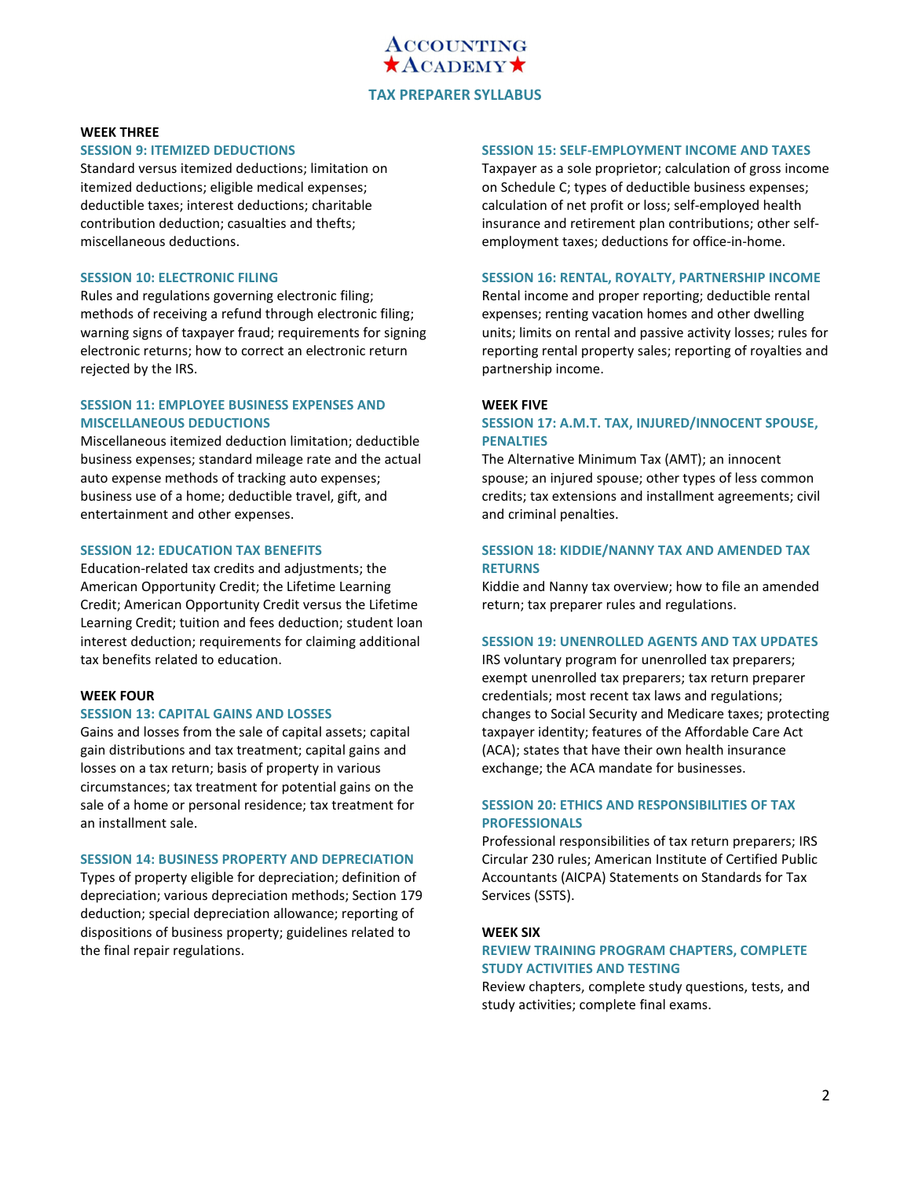# Accounting ★Academy★

## TAX PREPARER SYLLABUS

**WEEK THREE**

### SESSION 9: ITEMIZED DEDUCTIONS

Standard versus itemized deductions; limitation on itemized deductions; eligible medical expenses; deductible taxes; interest deductions; charitable contribution deduction; casualties and thefts; miscellaneous deductions.

### SESSION 10: ELECTRONIC FILING

Rules and regulations governing electronic filing; methods of receiving a refund through electronic filing; warning signs of taxpayer fraud; requirements for signing electronic returns; how to correct an electronic return rejected by the IRS.

### SESSION 11: EMPLOYEE BUSINESS EXPENSES AND MISCELLANEOUS DEDUCTIONS

Miscellaneous itemized deduction limitation; deductible business expenses; standard mileage rate and the actual auto expense methods of tracking auto expenses; business use of a home; deductible travel, gift, and entertainment and other expenses.

### SESSION 12: EDUCATION TAX BENEFITS

Education-related tax credits and adjustments; the American Opportunity Credit; the Lifetime Learning Credit; American Opportunity Credit versus the Lifetime Learning Credit; tuition and fees deduction; student loan interest deduction; requirements for claiming additional tax benefits related to education.

**WEEK FOUR**

### SESSION 13: CAPITAL GAINS AND LOSSES

Gains and losses from the sale of capital assets; capital gain distributions and tax treatment; capital gains and losses on a tax return; basis of property in various circumstances; tax treatment for potential gains on the sale of a home or personal residence; tax treatment for an installment sale.

### SESSION 14: BUSINESS PROPERTY AND DEPRECIATION

Types of property eligible for depreciation; definition of depreciation; various depreciation methods; Section 179 deduction; special depreciation allowance; reporting of dispositions of business property; guidelines related to the final repair regulations.

### SESSION 15: SELF-EMPLOYMENT INCOME AND TAXES

Taxpayer as a sole proprietor; calculation of gross income on Schedule C; types of deductible business expenses; calculation of net profit or loss; self-employed health insurance and retirement plan contributions; other self-employment taxes; deductions for office-in-home.

### SESSION 16: RENTAL, ROYALTY, PARTNERSHIP INCOME

Rental income and proper reporting; deductible rental expenses; renting vacation homes and other dwelling units; limits on rental and passive activity losses; rules for reporting rental property sales; reporting of royalties and partnership income.

**WEEK FIVE**

### SESSION 17: A.M.T. TAX, INJURED/INNOCENT SPOUSE, PENALTIES

The Alternative Minimum Tax (AMT); an innocent spouse; an injured spouse; other types of less common credits; tax extensions and installment agreements; civil and criminal penalties.

### SESSION 18: KIDDIE/NANNY TAX AND AMENDED TAX RETURNS

Kiddie and Nanny tax overview; how to file an amended return; tax preparer rules and regulations.

### SESSION 19: UNENROLLED AGENTS AND TAX UPDATES

IRS voluntary program for unenrolled tax preparers; exempt unenrolled tax preparers; tax return preparer credentials; most recent tax laws and regulations; changes to Social Security and Medicare taxes; protecting taxpayer identity; features of the Affordable Care Act (ACA); states that have their own health insurance exchange; the ACA mandate for businesses.

### SESSION 20: ETHICS AND RESPONSIBILITIES OF TAX PROFESSIONALS

Professional responsibilities of tax return preparers; IRS Circular 230 rules; American Institute of Certified Public Accountants (AICPA) Statements on Standards for Tax Services (SSTS).

**WEEK SIX**

### REVIEW TRAINING PROGRAM CHAPTERS, COMPLETE STUDY ACTIVITIES AND TESTING

Review chapters, complete study questions, tests, and study activities; complete final exams.